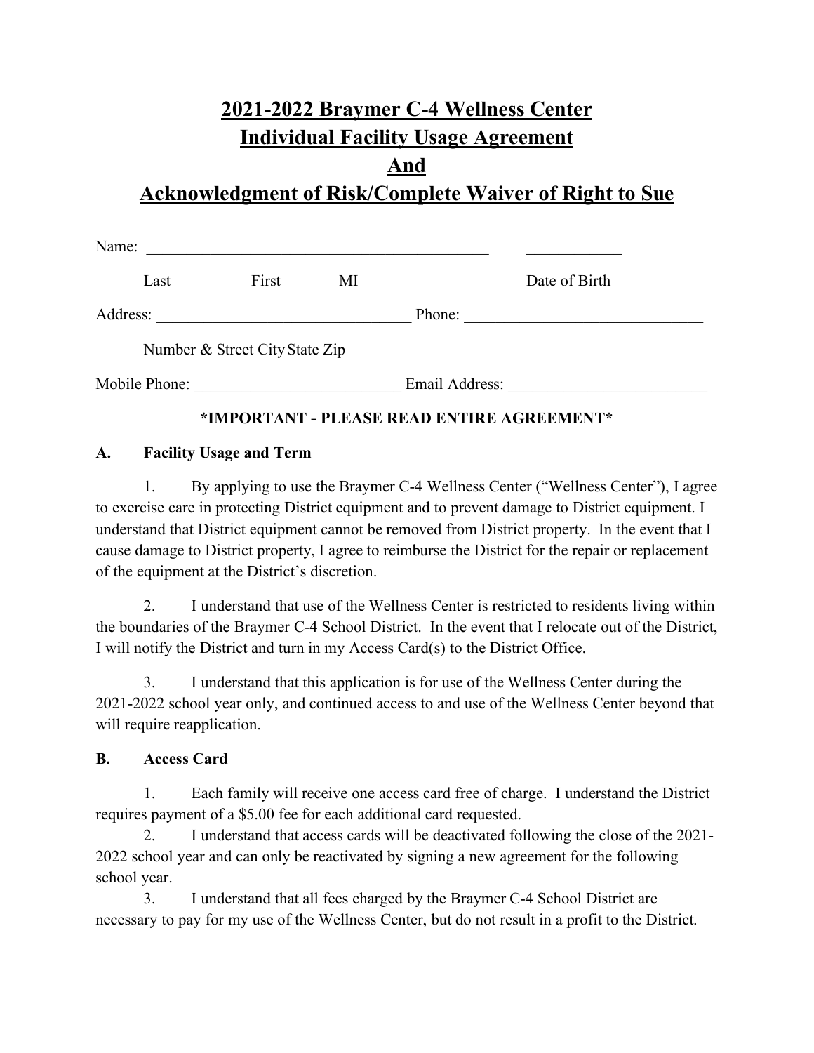# 2021-2022 Braymer C-4 Wellness Center
# Individual Facility Usage Agreement
# And
# Acknowledgment of Risk/Complete Waiver of Right to Sue

Name: _____________________________________________ ____________

Last First MI Date of Birth

Address: _________________________________ Phone: ______________________________

Number & Street City State Zip

Mobile Phone: __________________________ Email Address: _________________________

**\*IMPORTANT - PLEASE READ ENTIRE AGREEMENT\***

**A. Facility Usage and Term**

1. By applying to use the Braymer C-4 Wellness Center ("Wellness Center"), I agree to exercise care in protecting District equipment and to prevent damage to District equipment. I understand that District equipment cannot be removed from District property. In the event that I cause damage to District property, I agree to reimburse the District for the repair or replacement of the equipment at the District's discretion.

2. I understand that use of the Wellness Center is restricted to residents living within the boundaries of the Braymer C-4 School District. In the event that I relocate out of the District, I will notify the District and turn in my Access Card(s) to the District Office.

3. I understand that this application is for use of the Wellness Center during the 2021-2022 school year only, and continued access to and use of the Wellness Center beyond that will require reapplication.

**B. Access Card**

1. Each family will receive one access card free of charge. I understand the District requires payment of a $5.00 fee for each additional card requested.

2. I understand that access cards will be deactivated following the close of the 2021-2022 school year and can only be reactivated by signing a new agreement for the following school year.

3. I understand that all fees charged by the Braymer C-4 School District are necessary to pay for my use of the Wellness Center, but do not result in a profit to the District.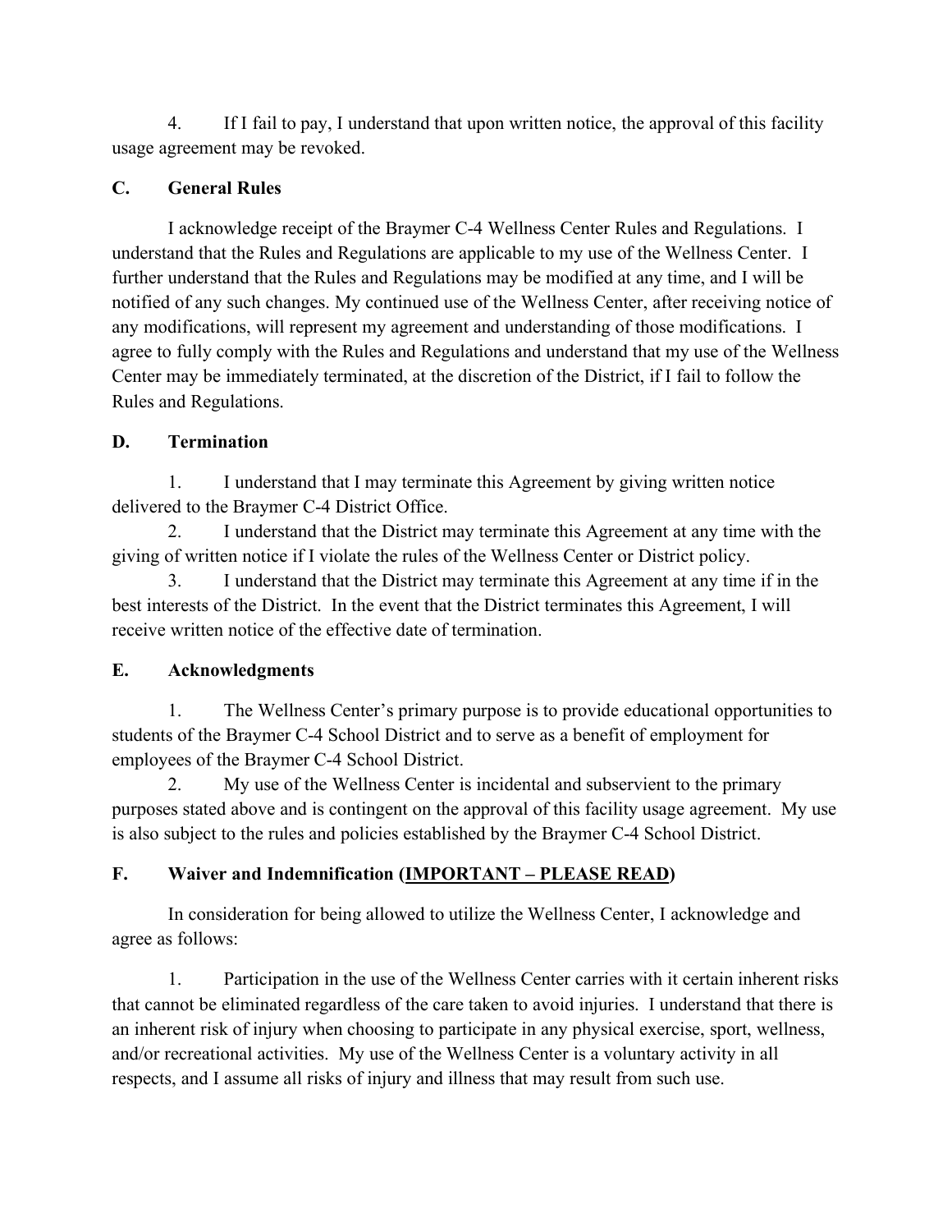4. If I fail to pay, I understand that upon written notice, the approval of this facility usage agreement may be revoked.

### C. General Rules

I acknowledge receipt of the Braymer C-4 Wellness Center Rules and Regulations. I understand that the Rules and Regulations are applicable to my use of the Wellness Center. I further understand that the Rules and Regulations may be modified at any time, and I will be notified of any such changes. My continued use of the Wellness Center, after receiving notice of any modifications, will represent my agreement and understanding of those modifications. I agree to fully comply with the Rules and Regulations and understand that my use of the Wellness Center may be immediately terminated, at the discretion of the District, if I fail to follow the Rules and Regulations.

### D. Termination

1. I understand that I may terminate this Agreement by giving written notice delivered to the Braymer C-4 District Office.
2. I understand that the District may terminate this Agreement at any time with the giving of written notice if I violate the rules of the Wellness Center or District policy.
3. I understand that the District may terminate this Agreement at any time if in the best interests of the District. In the event that the District terminates this Agreement, I will receive written notice of the effective date of termination.

### E. Acknowledgments

1. The Wellness Center's primary purpose is to provide educational opportunities to students of the Braymer C-4 School District and to serve as a benefit of employment for employees of the Braymer C-4 School District.
2. My use of the Wellness Center is incidental and subservient to the primary purposes stated above and is contingent on the approval of this facility usage agreement. My use is also subject to the rules and policies established by the Braymer C-4 School District.

### F. Waiver and Indemnification (<u>IMPORTANT – PLEASE READ</u>)

In consideration for being allowed to utilize the Wellness Center, I acknowledge and agree as follows:

1. Participation in the use of the Wellness Center carries with it certain inherent risks that cannot be eliminated regardless of the care taken to avoid injuries. I understand that there is an inherent risk of injury when choosing to participate in any physical exercise, sport, wellness, and/or recreational activities. My use of the Wellness Center is a voluntary activity in all respects, and I assume all risks of injury and illness that may result from such use.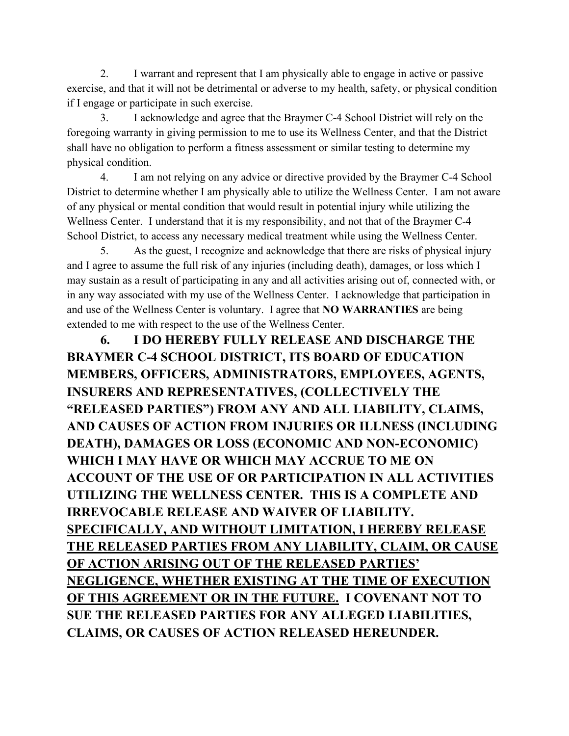2. I warrant and represent that I am physically able to engage in active or passive exercise, and that it will not be detrimental or adverse to my health, safety, or physical condition if I engage or participate in such exercise.

3. I acknowledge and agree that the Braymer C-4 School District will rely on the foregoing warranty in giving permission to me to use its Wellness Center, and that the District shall have no obligation to perform a fitness assessment or similar testing to determine my physical condition.

4. I am not relying on any advice or directive provided by the Braymer C-4 School District to determine whether I am physically able to utilize the Wellness Center. I am not aware of any physical or mental condition that would result in potential injury while utilizing the Wellness Center. I understand that it is my responsibility, and not that of the Braymer C-4 School District, to access any necessary medical treatment while using the Wellness Center.

5. As the guest, I recognize and acknowledge that there are risks of physical injury and I agree to assume the full risk of any injuries (including death), damages, or loss which I may sustain as a result of participating in any and all activities arising out of, connected with, or in any way associated with my use of the Wellness Center. I acknowledge that participation in and use of the Wellness Center is voluntary. I agree that **NO WARRANTIES** are being extended to me with respect to the use of the Wellness Center.

**6. I DO HEREBY FULLY RELEASE AND DISCHARGE THE BRAYMER C-4 SCHOOL DISTRICT, ITS BOARD OF EDUCATION MEMBERS, OFFICERS, ADMINISTRATORS, EMPLOYEES, AGENTS, INSURERS AND REPRESENTATIVES, (COLLECTIVELY THE "RELEASED PARTIES") FROM ANY AND ALL LIABILITY, CLAIMS, AND CAUSES OF ACTION FROM INJURIES OR ILLNESS (INCLUDING DEATH), DAMAGES OR LOSS (ECONOMIC AND NON-ECONOMIC) WHICH I MAY HAVE OR WHICH MAY ACCRUE TO ME ON ACCOUNT OF THE USE OF OR PARTICIPATION IN ALL ACTIVITIES UTILIZING THE WELLNESS CENTER. THIS IS A COMPLETE AND IRREVOCABLE RELEASE AND WAIVER OF LIABILITY. <u>SPECIFICALLY, AND WITHOUT LIMITATION, I HEREBY RELEASE THE RELEASED PARTIES FROM ANY LIABILITY, CLAIM, OR CAUSE OF ACTION ARISING OUT OF THE RELEASED PARTIES' NEGLIGENCE, WHETHER EXISTING AT THE TIME OF EXECUTION OF THIS AGREEMENT OR IN THE FUTURE.</u> I COVENANT NOT TO SUE THE RELEASED PARTIES FOR ANY ALLEGED LIABILITIES, CLAIMS, OR CAUSES OF ACTION RELEASED HEREUNDER.**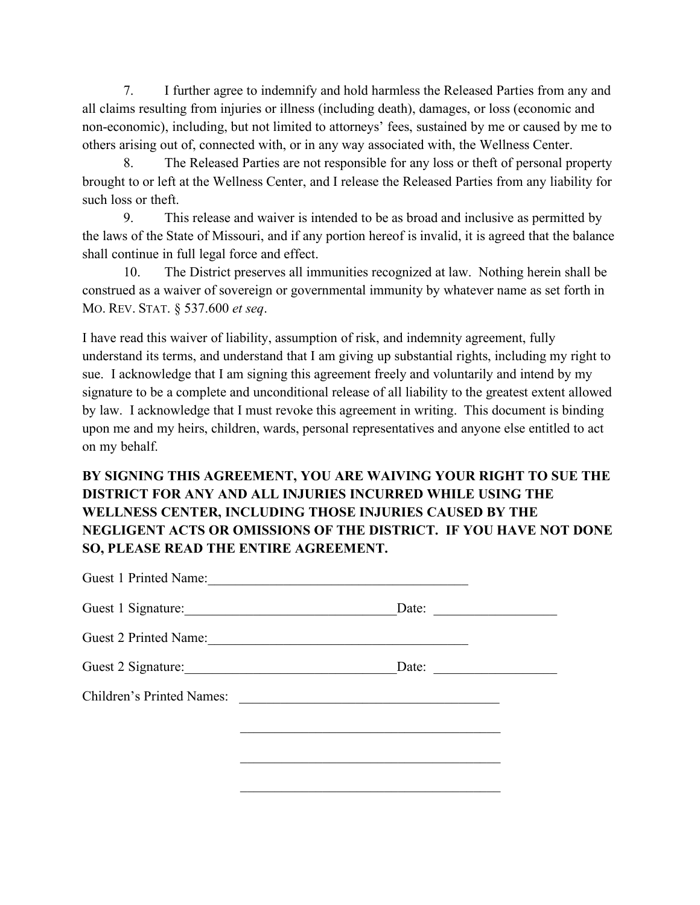7. I further agree to indemnify and hold harmless the Released Parties from any and all claims resulting from injuries or illness (including death), damages, or loss (economic and non-economic), including, but not limited to attorneys' fees, sustained by me or caused by me to others arising out of, connected with, or in any way associated with, the Wellness Center.

8. The Released Parties are not responsible for any loss or theft of personal property brought to or left at the Wellness Center, and I release the Released Parties from any liability for such loss or theft.

9. This release and waiver is intended to be as broad and inclusive as permitted by the laws of the State of Missouri, and if any portion hereof is invalid, it is agreed that the balance shall continue in full legal force and effect.

10. The District preserves all immunities recognized at law. Nothing herein shall be construed as a waiver of sovereign or governmental immunity by whatever name as set forth in MO. REV. STAT. § 537.600 *et seq*.

I have read this waiver of liability, assumption of risk, and indemnity agreement, fully understand its terms, and understand that I am giving up substantial rights, including my right to sue. I acknowledge that I am signing this agreement freely and voluntarily and intend by my signature to be a complete and unconditional release of all liability to the greatest extent allowed by law. I acknowledge that I must revoke this agreement in writing. This document is binding upon me and my heirs, children, wards, personal representatives and anyone else entitled to act on my behalf.

**BY SIGNING THIS AGREEMENT, YOU ARE WAIVING YOUR RIGHT TO SUE THE DISTRICT FOR ANY AND ALL INJURIES INCURRED WHILE USING THE WELLNESS CENTER, INCLUDING THOSE INJURIES CAUSED BY THE NEGLIGENT ACTS OR OMISSIONS OF THE DISTRICT. IF YOU HAVE NOT DONE SO, PLEASE READ THE ENTIRE AGREEMENT.**

Guest 1 Printed Name:_______________________________________

Guest 1 Signature:_______________________________ Date: __________________

Guest 2 Printed Name:_______________________________________

Guest 2 Signature:_______________________________ Date: __________________

Children's Printed Names: _______________________________________

_______________________________________

_______________________________________

_______________________________________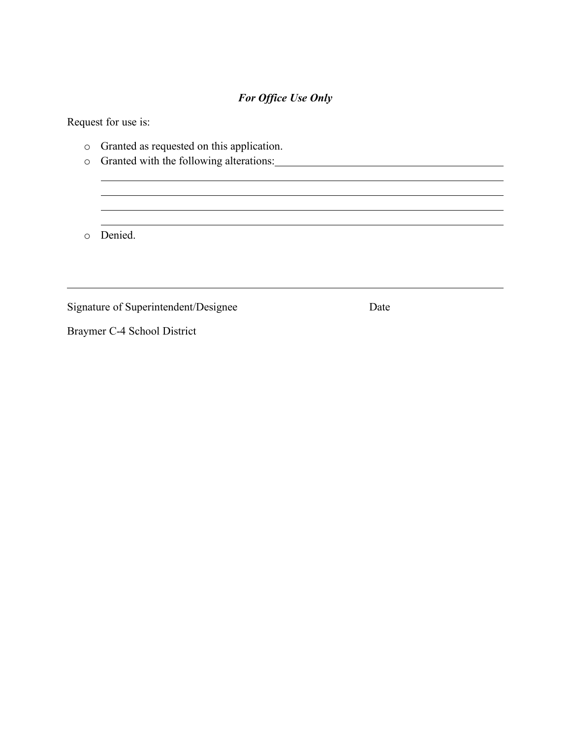***For Office Use Only***

Request for use is:

- Granted as requested on this application.
- Granted with the following alterations:\_\_\_\_\_\_\_\_\_\_\_\_\_\_\_\_\_\_\_\_\_\_\_\_\_\_\_\_\_\_\_\_\_\_\_\_\_\_\_\_\_\_\_\_
  \_\_\_\_\_\_\_\_\_\_\_\_\_\_\_\_\_\_\_\_\_\_\_\_\_\_\_\_\_\_\_\_\_\_\_\_\_\_\_\_\_\_\_\_\_\_\_\_\_\_\_\_\_\_\_\_\_\_\_\_\_\_\_\_\_\_\_\_\_\_\_\_\_\_\_\_\_\_
  \_\_\_\_\_\_\_\_\_\_\_\_\_\_\_\_\_\_\_\_\_\_\_\_\_\_\_\_\_\_\_\_\_\_\_\_\_\_\_\_\_\_\_\_\_\_\_\_\_\_\_\_\_\_\_\_\_\_\_\_\_\_\_\_\_\_\_\_\_\_\_\_\_\_\_\_\_\_
  \_\_\_\_\_\_\_\_\_\_\_\_\_\_\_\_\_\_\_\_\_\_\_\_\_\_\_\_\_\_\_\_\_\_\_\_\_\_\_\_\_\_\_\_\_\_\_\_\_\_\_\_\_\_\_\_\_\_\_\_\_\_\_\_\_\_\_\_\_\_\_\_\_\_\_\_\_\_
  \_\_\_\_\_\_\_\_\_\_\_\_\_\_\_\_\_\_\_\_\_\_\_\_\_\_\_\_\_\_\_\_\_\_\_\_\_\_\_\_\_\_\_\_\_\_\_\_\_\_\_\_\_\_\_\_\_\_\_\_\_\_\_\_\_\_\_\_\_\_\_\_\_\_\_\_\_\_
- Denied.

\_\_\_\_\_\_\_\_\_\_\_\_\_\_\_\_\_\_\_\_\_\_\_\_\_\_\_\_\_\_\_\_\_\_\_\_\_\_\_\_\_\_\_\_\_\_\_\_\_\_\_\_\_\_\_\_\_\_\_\_\_\_\_\_\_\_\_\_\_\_\_\_\_\_\_\_\_\_\_\_\_\_\_\_

Signature of Superintendent/Designee Date

Braymer C-4 School District